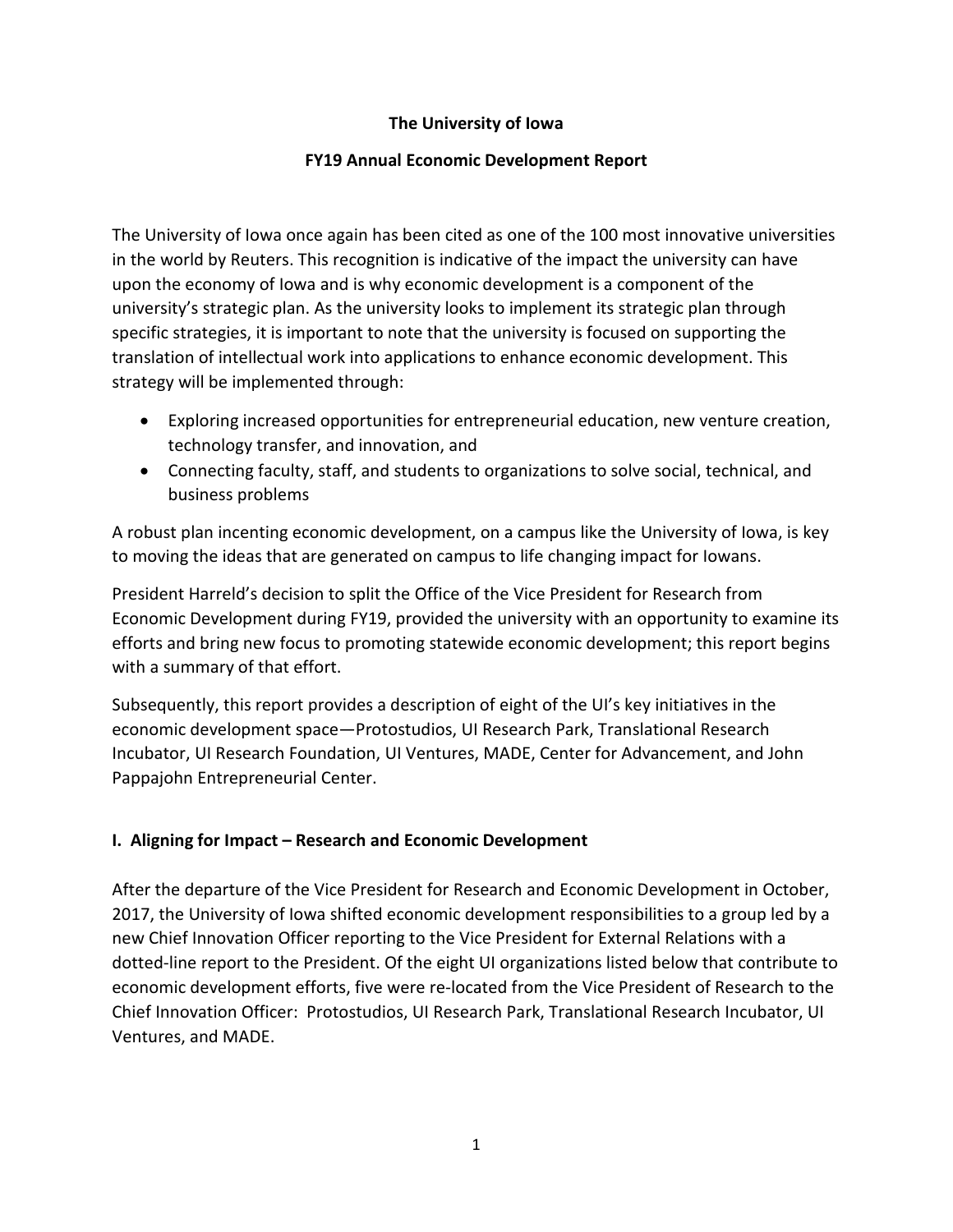# The University of Iowa

## FY19 Annual Economic Development Report

The University of Iowa once again has been cited as one of the 100 most innovative universities in the world by Reuters. This recognition is indicative of the impact the university can have upon the economy of Iowa and is why economic development is a component of the university's strategic plan. As the university looks to implement its strategic plan through specific strategies, it is important to note that the university is focused on supporting the translation of intellectual work into applications to enhance economic development. This strategy will be implemented through:

- Exploring increased opportunities for entrepreneurial education, new venture creation, technology transfer, and innovation, and
- Connecting faculty, staff, and students to organizations to solve social, technical, and business problems

A robust plan incenting economic development, on a campus like the University of Iowa, is key to moving the ideas that are generated on campus to life changing impact for Iowans.

President Harreld's decision to split the Office of the Vice President for Research from Economic Development during FY19, provided the university with an opportunity to examine its efforts and bring new focus to promoting statewide economic development; this report begins with a summary of that effort.

Subsequently, this report provides a description of eight of the UI's key initiatives in the economic development space—Protostudios, UI Research Park, Translational Research Incubator, UI Research Foundation, UI Ventures, MADE, Center for Advancement, and John Pappajohn Entrepreneurial Center.

## I. Aligning for Impact – Research and Economic Development

After the departure of the Vice President for Research and Economic Development in October, 2017, the University of Iowa shifted economic development responsibilities to a group led by a new Chief Innovation Officer reporting to the Vice President for External Relations with a dotted-line report to the President. Of the eight UI organizations listed below that contribute to economic development efforts, five were re-located from the Vice President of Research to the Chief Innovation Officer: Protostudios, UI Research Park, Translational Research Incubator, UI Ventures, and MADE.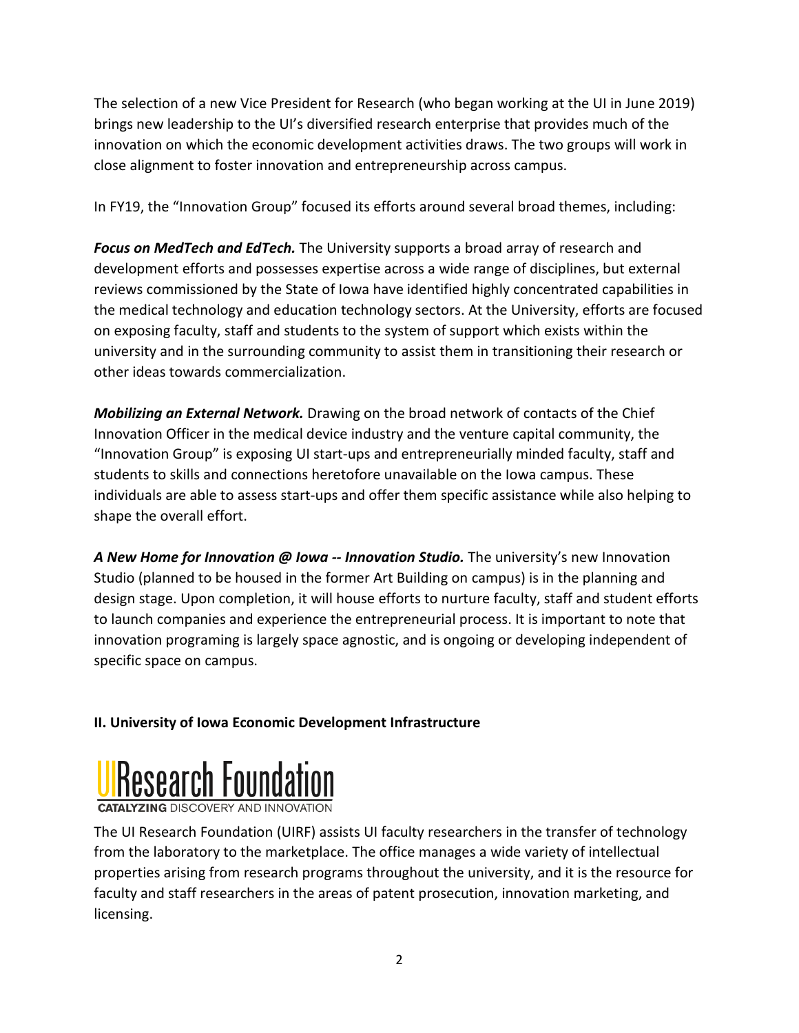The selection of a new Vice President for Research (who began working at the UI in June 2019) brings new leadership to the UI's diversified research enterprise that provides much of the innovation on which the economic development activities draws. The two groups will work in close alignment to foster innovation and entrepreneurship across campus.

In FY19, the "Innovation Group" focused its efforts around several broad themes, including:

***Focus on MedTech and EdTech.*** The University supports a broad array of research and development efforts and possesses expertise across a wide range of disciplines, but external reviews commissioned by the State of Iowa have identified highly concentrated capabilities in the medical technology and education technology sectors. At the University, efforts are focused on exposing faculty, staff and students to the system of support which exists within the university and in the surrounding community to assist them in transitioning their research or other ideas towards commercialization.

***Mobilizing an External Network.*** Drawing on the broad network of contacts of the Chief Innovation Officer in the medical device industry and the venture capital community, the "Innovation Group" is exposing UI start-ups and entrepreneurially minded faculty, staff and students to skills and connections heretofore unavailable on the Iowa campus. These individuals are able to assess start-ups and offer them specific assistance while also helping to shape the overall effort.

***A New Home for Innovation @ Iowa -- Innovation Studio.*** The university's new Innovation Studio (planned to be housed in the former Art Building on campus) is in the planning and design stage. Upon completion, it will house efforts to nurture faculty, staff and student efforts to launch companies and experience the entrepreneurial process. It is important to note that innovation programing is largely space agnostic, and is ongoing or developing independent of specific space on campus.

## II. University of Iowa Economic Development Infrastructure

**UIResearch Foundation**
CATALYZING DISCOVERY AND INNOVATION

The UI Research Foundation (UIRF) assists UI faculty researchers in the transfer of technology from the laboratory to the marketplace. The office manages a wide variety of intellectual properties arising from research programs throughout the university, and it is the resource for faculty and staff researchers in the areas of patent prosecution, innovation marketing, and licensing.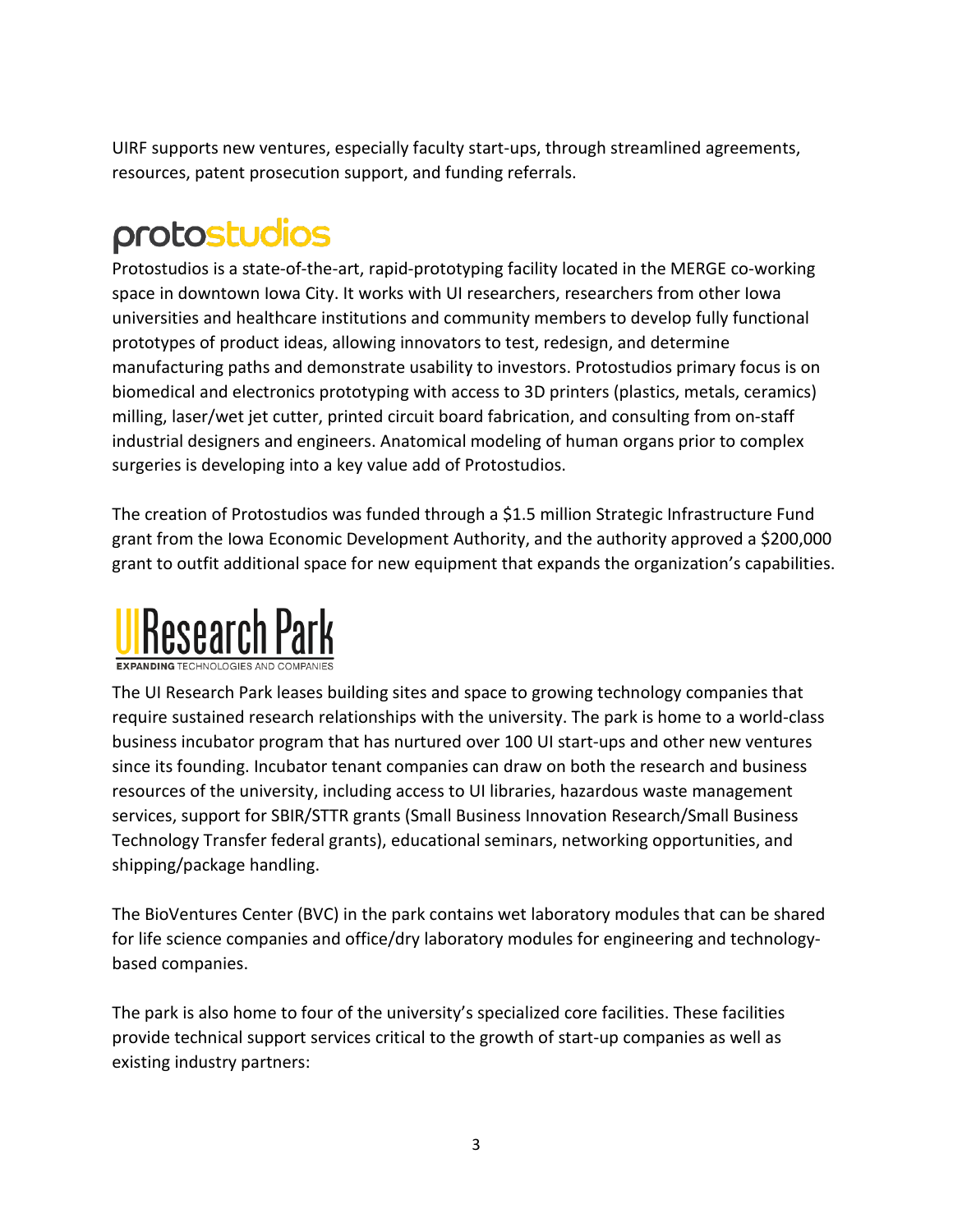UIRF supports new ventures, especially faculty start-ups, through streamlined agreements, resources, patent prosecution support, and funding referrals.

## protostudios

Protostudios is a state-of-the-art, rapid-prototyping facility located in the MERGE co-working space in downtown Iowa City. It works with UI researchers, researchers from other Iowa universities and healthcare institutions and community members to develop fully functional prototypes of product ideas, allowing innovators to test, redesign, and determine manufacturing paths and demonstrate usability to investors. Protostudios primary focus is on biomedical and electronics prototyping with access to 3D printers (plastics, metals, ceramics) milling, laser/wet jet cutter, printed circuit board fabrication, and consulting from on-staff industrial designers and engineers. Anatomical modeling of human organs prior to complex surgeries is developing into a key value add of Protostudios.

The creation of Protostudios was funded through a $1.5 million Strategic Infrastructure Fund grant from the Iowa Economic Development Authority, and the authority approved a $200,000 grant to outfit additional space for new equipment that expands the organization's capabilities.

## UI Research Park

**EXPANDING** TECHNOLOGIES AND COMPANIES

The UI Research Park leases building sites and space to growing technology companies that require sustained research relationships with the university. The park is home to a world-class business incubator program that has nurtured over 100 UI start-ups and other new ventures since its founding. Incubator tenant companies can draw on both the research and business resources of the university, including access to UI libraries, hazardous waste management services, support for SBIR/STTR grants (Small Business Innovation Research/Small Business Technology Transfer federal grants), educational seminars, networking opportunities, and shipping/package handling.

The BioVentures Center (BVC) in the park contains wet laboratory modules that can be shared for life science companies and office/dry laboratory modules for engineering and technology-based companies.

The park is also home to four of the university's specialized core facilities. These facilities provide technical support services critical to the growth of start-up companies as well as existing industry partners: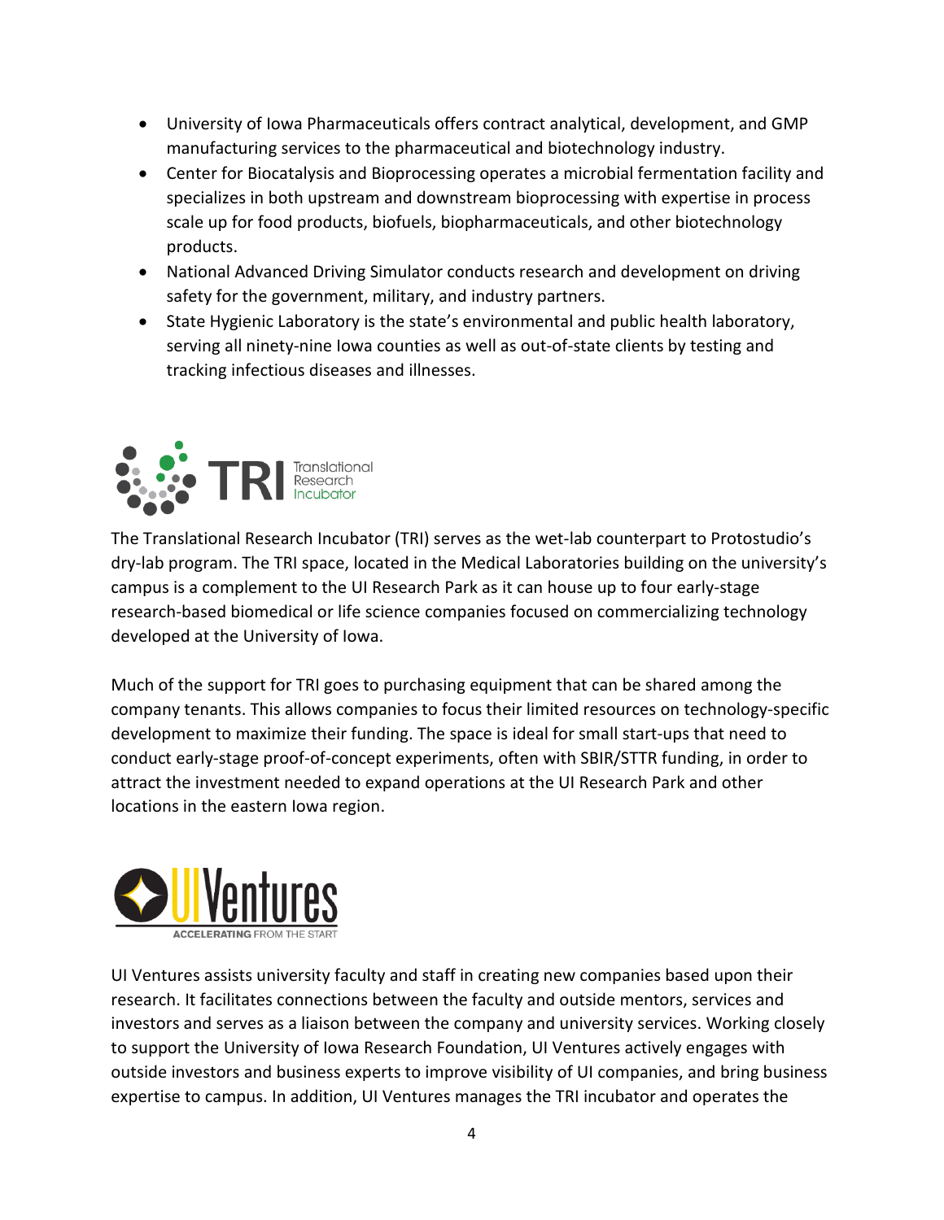- University of Iowa Pharmaceuticals offers contract analytical, development, and GMP manufacturing services to the pharmaceutical and biotechnology industry.
- Center for Biocatalysis and Bioprocessing operates a microbial fermentation facility and specializes in both upstream and downstream bioprocessing with expertise in process scale up for food products, biofuels, biopharmaceuticals, and other biotechnology products.
- National Advanced Driving Simulator conducts research and development on driving safety for the government, military, and industry partners.
- State Hygienic Laboratory is the state's environmental and public health laboratory, serving all ninety-nine Iowa counties as well as out-of-state clients by testing and tracking infectious diseases and illnesses.

## TRI Translational Research Incubator

The Translational Research Incubator (TRI) serves as the wet-lab counterpart to Protostudio's dry-lab program. The TRI space, located in the Medical Laboratories building on the university's campus is a complement to the UI Research Park as it can house up to four early-stage research-based biomedical or life science companies focused on commercializing technology developed at the University of Iowa.

Much of the support for TRI goes to purchasing equipment that can be shared among the company tenants. This allows companies to focus their limited resources on technology-specific development to maximize their funding. The space is ideal for small start-ups that need to conduct early-stage proof-of-concept experiments, often with SBIR/STTR funding, in order to attract the investment needed to expand operations at the UI Research Park and other locations in the eastern Iowa region.

## UI Ventures

ACCELERATING FROM THE START

UI Ventures assists university faculty and staff in creating new companies based upon their research. It facilitates connections between the faculty and outside mentors, services and investors and serves as a liaison between the company and university services. Working closely to support the University of Iowa Research Foundation, UI Ventures actively engages with outside investors and business experts to improve visibility of UI companies, and bring business expertise to campus. In addition, UI Ventures manages the TRI incubator and operates the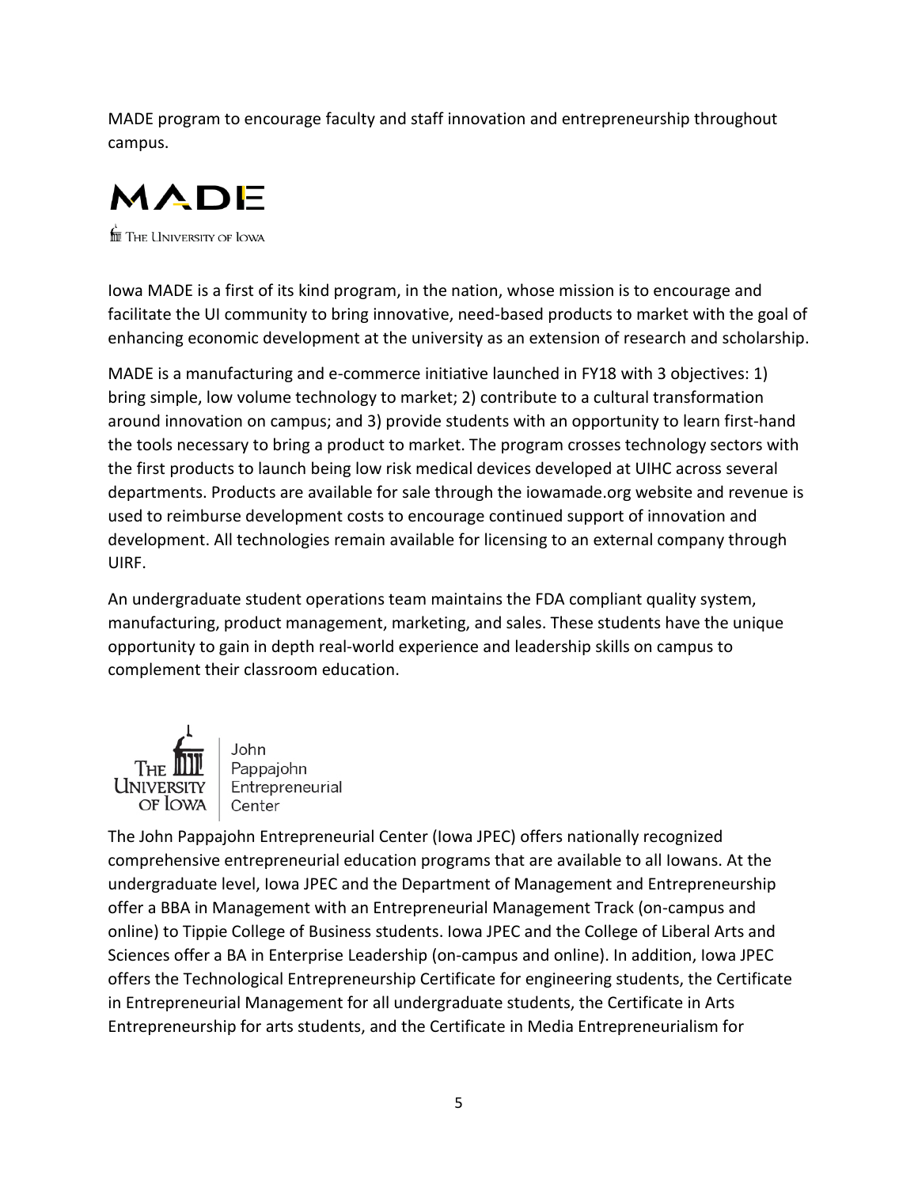MADE program to encourage faculty and staff innovation and entrepreneurship throughout campus.

MADE

The University of Iowa

Iowa MADE is a first of its kind program, in the nation, whose mission is to encourage and facilitate the UI community to bring innovative, need-based products to market with the goal of enhancing economic development at the university as an extension of research and scholarship.

MADE is a manufacturing and e-commerce initiative launched in FY18 with 3 objectives: 1) bring simple, low volume technology to market; 2) contribute to a cultural transformation around innovation on campus; and 3) provide students with an opportunity to learn first-hand the tools necessary to bring a product to market. The program crosses technology sectors with the first products to launch being low risk medical devices developed at UIHC across several departments. Products are available for sale through the iowamade.org website and revenue is used to reimburse development costs to encourage continued support of innovation and development. All technologies remain available for licensing to an external company through UIRF.

An undergraduate student operations team maintains the FDA compliant quality system, manufacturing, product management, marketing, and sales. These students have the unique opportunity to gain in depth real-world experience and leadership skills on campus to complement their classroom education.

The University of Iowa | John Pappajohn Entrepreneurial Center

The John Pappajohn Entrepreneurial Center (Iowa JPEC) offers nationally recognized comprehensive entrepreneurial education programs that are available to all Iowans. At the undergraduate level, Iowa JPEC and the Department of Management and Entrepreneurship offer a BBA in Management with an Entrepreneurial Management Track (on-campus and online) to Tippie College of Business students. Iowa JPEC and the College of Liberal Arts and Sciences offer a BA in Enterprise Leadership (on-campus and online). In addition, Iowa JPEC offers the Technological Entrepreneurship Certificate for engineering students, the Certificate in Entrepreneurial Management for all undergraduate students, the Certificate in Arts Entrepreneurship for arts students, and the Certificate in Media Entrepreneurialism for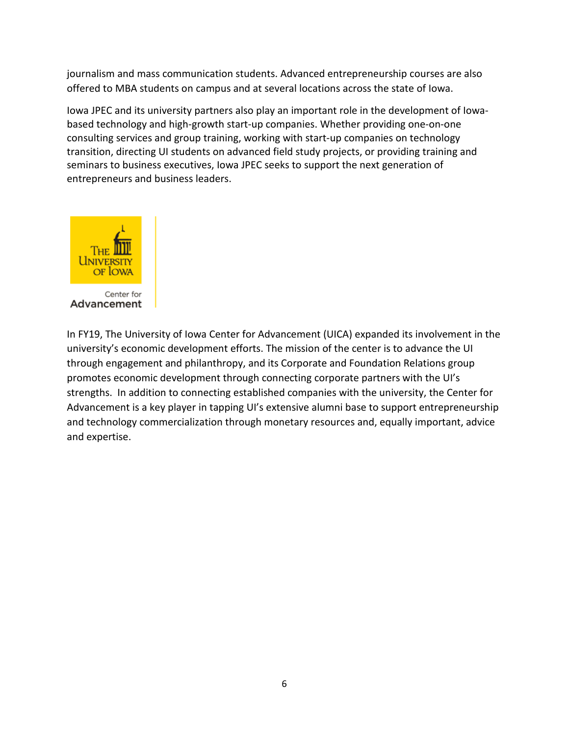journalism and mass communication students. Advanced entrepreneurship courses are also offered to MBA students on campus and at several locations across the state of Iowa.

Iowa JPEC and its university partners also play an important role in the development of Iowa-based technology and high-growth start-up companies. Whether providing one-on-one consulting services and group training, working with start-up companies on technology transition, directing UI students on advanced field study projects, or providing training and seminars to business executives, Iowa JPEC seeks to support the next generation of entrepreneurs and business leaders.

The University of Iowa
Center for Advancement

In FY19, The University of Iowa Center for Advancement (UICA) expanded its involvement in the university's economic development efforts. The mission of the center is to advance the UI through engagement and philanthropy, and its Corporate and Foundation Relations group promotes economic development through connecting corporate partners with the UI's strengths. In addition to connecting established companies with the university, the Center for Advancement is a key player in tapping UI's extensive alumni base to support entrepreneurship and technology commercialization through monetary resources and, equally important, advice and expertise.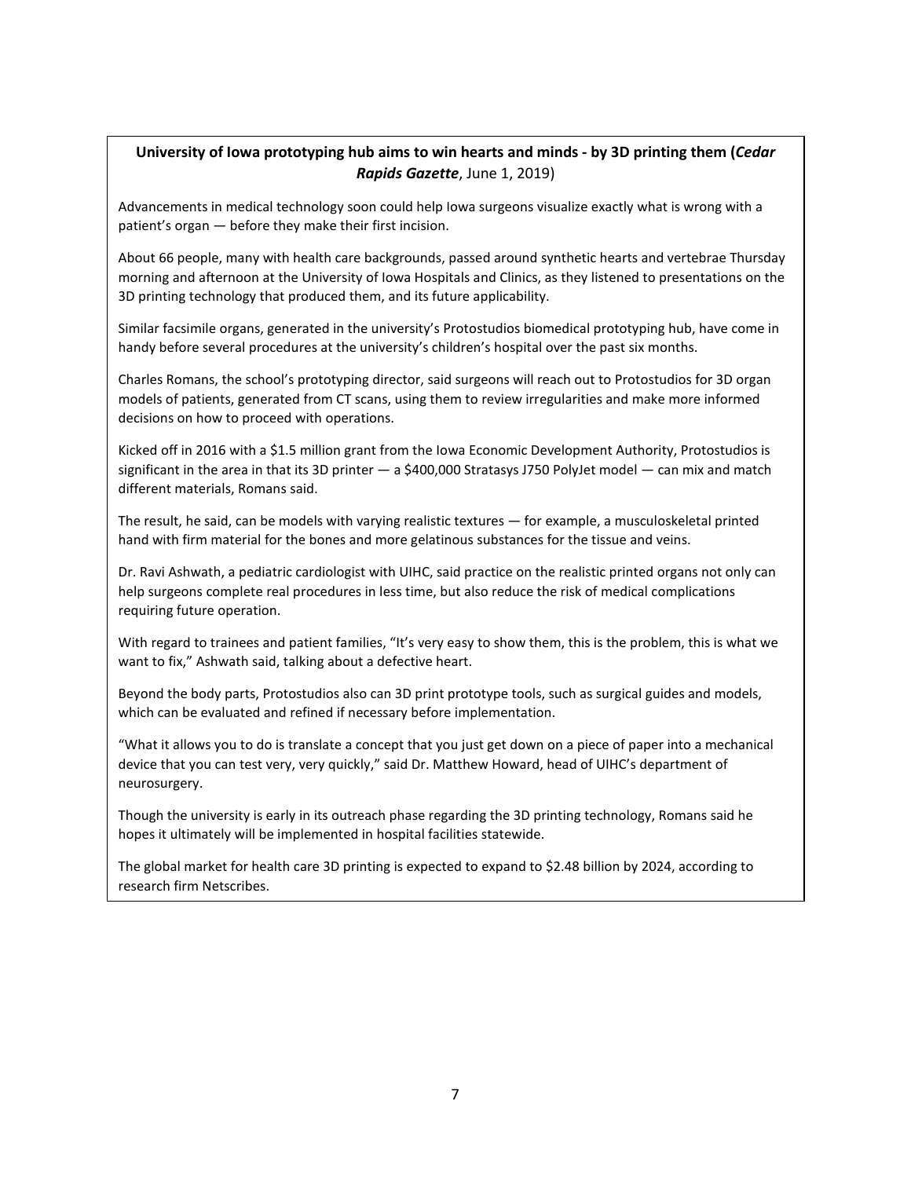**University of Iowa prototyping hub aims to win hearts and minds - by 3D printing them (*Cedar Rapids Gazette*, June 1, 2019)**

Advancements in medical technology soon could help Iowa surgeons visualize exactly what is wrong with a patient's organ — before they make their first incision.

About 66 people, many with health care backgrounds, passed around synthetic hearts and vertebrae Thursday morning and afternoon at the University of Iowa Hospitals and Clinics, as they listened to presentations on the 3D printing technology that produced them, and its future applicability.

Similar facsimile organs, generated in the university's Protostudios biomedical prototyping hub, have come in handy before several procedures at the university's children's hospital over the past six months.

Charles Romans, the school's prototyping director, said surgeons will reach out to Protostudios for 3D organ models of patients, generated from CT scans, using them to review irregularities and make more informed decisions on how to proceed with operations.

Kicked off in 2016 with a $1.5 million grant from the Iowa Economic Development Authority, Protostudios is significant in the area in that its 3D printer — a $400,000 Stratasys J750 PolyJet model — can mix and match different materials, Romans said.

The result, he said, can be models with varying realistic textures — for example, a musculoskeletal printed hand with firm material for the bones and more gelatinous substances for the tissue and veins.

Dr. Ravi Ashwath, a pediatric cardiologist with UIHC, said practice on the realistic printed organs not only can help surgeons complete real procedures in less time, but also reduce the risk of medical complications requiring future operation.

With regard to trainees and patient families, "It's very easy to show them, this is the problem, this is what we want to fix," Ashwath said, talking about a defective heart.

Beyond the body parts, Protostudios also can 3D print prototype tools, such as surgical guides and models, which can be evaluated and refined if necessary before implementation.

"What it allows you to do is translate a concept that you just get down on a piece of paper into a mechanical device that you can test very, very quickly," said Dr. Matthew Howard, head of UIHC's department of neurosurgery.

Though the university is early in its outreach phase regarding the 3D printing technology, Romans said he hopes it ultimately will be implemented in hospital facilities statewide.

The global market for health care 3D printing is expected to expand to $2.48 billion by 2024, according to research firm Netscribes.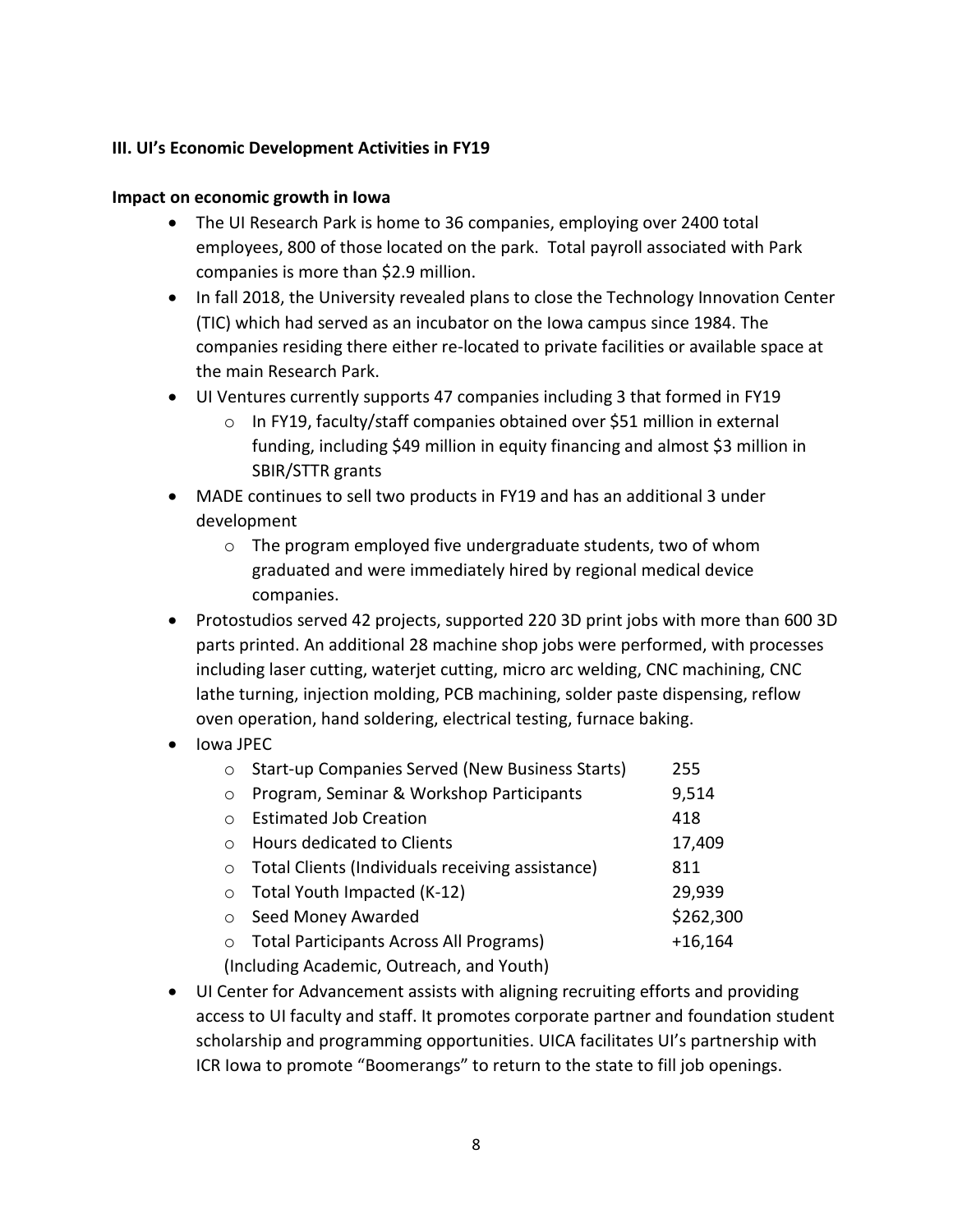### III. UI's Economic Development Activities in FY19

**Impact on economic growth in Iowa**

- The UI Research Park is home to 36 companies, employing over 2400 total employees, 800 of those located on the park. Total payroll associated with Park companies is more than $2.9 million.
- In fall 2018, the University revealed plans to close the Technology Innovation Center (TIC) which had served as an incubator on the Iowa campus since 1984. The companies residing there either re-located to private facilities or available space at the main Research Park.
- UI Ventures currently supports 47 companies including 3 that formed in FY19
  - In FY19, faculty/staff companies obtained over $51 million in external funding, including $49 million in equity financing and almost $3 million in SBIR/STTR grants
- MADE continues to sell two products in FY19 and has an additional 3 under development
  - The program employed five undergraduate students, two of whom graduated and were immediately hired by regional medical device companies.
- Protostudios served 42 projects, supported 220 3D print jobs with more than 600 3D parts printed. An additional 28 machine shop jobs were performed, with processes including laser cutting, waterjet cutting, micro arc welding, CNC machining, CNC lathe turning, injection molding, PCB machining, solder paste dispensing, reflow oven operation, hand soldering, electrical testing, furnace baking.
- Iowa JPEC
  - Start-up Companies Served (New Business Starts) 255
  - Program, Seminar & Workshop Participants 9,514
  - Estimated Job Creation 418
  - Hours dedicated to Clients 17,409
  - Total Clients (Individuals receiving assistance) 811
  - Total Youth Impacted (K-12) 29,939
  - Seed Money Awarded $262,300
  - Total Participants Across All Programs) +16,164

  (Including Academic, Outreach, and Youth)
- UI Center for Advancement assists with aligning recruiting efforts and providing access to UI faculty and staff. It promotes corporate partner and foundation student scholarship and programming opportunities. UICA facilitates UI's partnership with ICR Iowa to promote "Boomerangs" to return to the state to fill job openings.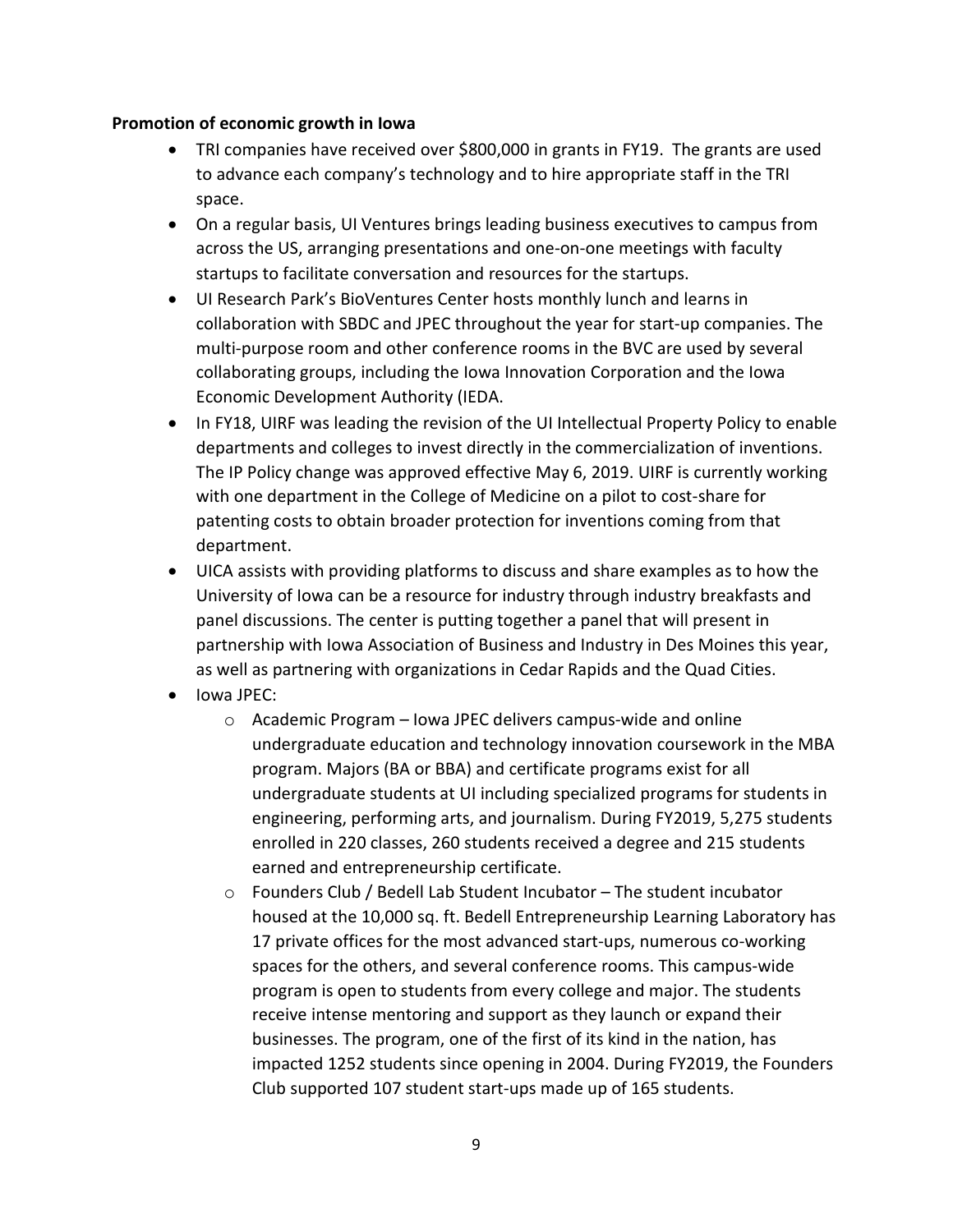**Promotion of economic growth in Iowa**

- TRI companies have received over $800,000 in grants in FY19. The grants are used to advance each company's technology and to hire appropriate staff in the TRI space.
- On a regular basis, UI Ventures brings leading business executives to campus from across the US, arranging presentations and one-on-one meetings with faculty startups to facilitate conversation and resources for the startups.
- UI Research Park's BioVentures Center hosts monthly lunch and learns in collaboration with SBDC and JPEC throughout the year for start-up companies. The multi-purpose room and other conference rooms in the BVC are used by several collaborating groups, including the Iowa Innovation Corporation and the Iowa Economic Development Authority (IEDA.
- In FY18, UIRF was leading the revision of the UI Intellectual Property Policy to enable departments and colleges to invest directly in the commercialization of inventions. The IP Policy change was approved effective May 6, 2019. UIRF is currently working with one department in the College of Medicine on a pilot to cost-share for patenting costs to obtain broader protection for inventions coming from that department.
- UICA assists with providing platforms to discuss and share examples as to how the University of Iowa can be a resource for industry through industry breakfasts and panel discussions. The center is putting together a panel that will present in partnership with Iowa Association of Business and Industry in Des Moines this year, as well as partnering with organizations in Cedar Rapids and the Quad Cities.
- Iowa JPEC:
    - Academic Program – Iowa JPEC delivers campus-wide and online undergraduate education and technology innovation coursework in the MBA program. Majors (BA or BBA) and certificate programs exist for all undergraduate students at UI including specialized programs for students in engineering, performing arts, and journalism. During FY2019, 5,275 students enrolled in 220 classes, 260 students received a degree and 215 students earned and entrepreneurship certificate.
    - Founders Club / Bedell Lab Student Incubator – The student incubator housed at the 10,000 sq. ft. Bedell Entrepreneurship Learning Laboratory has 17 private offices for the most advanced start-ups, numerous co-working spaces for the others, and several conference rooms. This campus-wide program is open to students from every college and major. The students receive intense mentoring and support as they launch or expand their businesses. The program, one of the first of its kind in the nation, has impacted 1252 students since opening in 2004. During FY2019, the Founders Club supported 107 student start-ups made up of 165 students.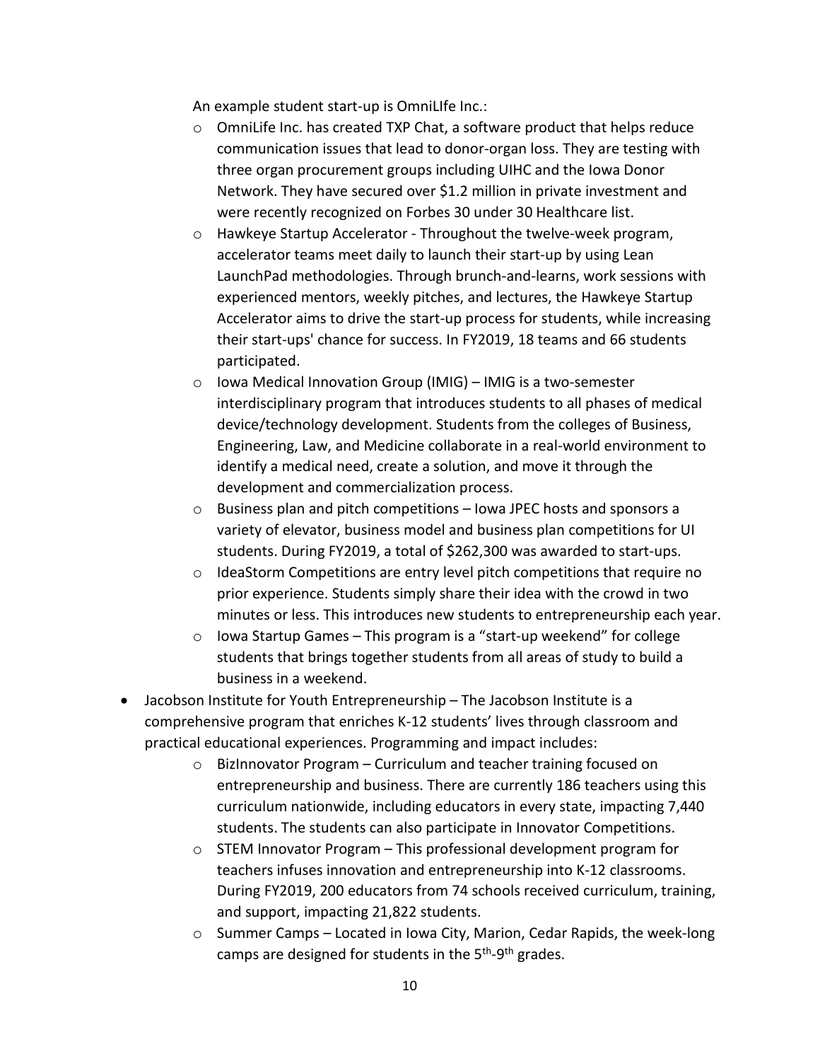An example student start-up is OmniLIfe Inc.:

- OmniLife Inc. has created TXP Chat, a software product that helps reduce communication issues that lead to donor-organ loss. They are testing with three organ procurement groups including UIHC and the Iowa Donor Network. They have secured over $1.2 million in private investment and were recently recognized on Forbes 30 under 30 Healthcare list.
- Hawkeye Startup Accelerator - Throughout the twelve-week program, accelerator teams meet daily to launch their start-up by using Lean LaunchPad methodologies. Through brunch-and-learns, work sessions with experienced mentors, weekly pitches, and lectures, the Hawkeye Startup Accelerator aims to drive the start-up process for students, while increasing their start-ups' chance for success. In FY2019, 18 teams and 66 students participated.
- Iowa Medical Innovation Group (IMIG) – IMIG is a two-semester interdisciplinary program that introduces students to all phases of medical device/technology development. Students from the colleges of Business, Engineering, Law, and Medicine collaborate in a real-world environment to identify a medical need, create a solution, and move it through the development and commercialization process.
- Business plan and pitch competitions – Iowa JPEC hosts and sponsors a variety of elevator, business model and business plan competitions for UI students. During FY2019, a total of $262,300 was awarded to start-ups.
- IdeaStorm Competitions are entry level pitch competitions that require no prior experience. Students simply share their idea with the crowd in two minutes or less. This introduces new students to entrepreneurship each year.
- Iowa Startup Games – This program is a "start-up weekend" for college students that brings together students from all areas of study to build a business in a weekend.

- Jacobson Institute for Youth Entrepreneurship – The Jacobson Institute is a comprehensive program that enriches K-12 students' lives through classroom and practical educational experiences. Programming and impact includes:
  - BizInnovator Program – Curriculum and teacher training focused on entrepreneurship and business. There are currently 186 teachers using this curriculum nationwide, including educators in every state, impacting 7,440 students. The students can also participate in Innovator Competitions.
  - STEM Innovator Program – This professional development program for teachers infuses innovation and entrepreneurship into K-12 classrooms. During FY2019, 200 educators from 74 schools received curriculum, training, and support, impacting 21,822 students.
  - Summer Camps – Located in Iowa City, Marion, Cedar Rapids, the week-long camps are designed for students in the 5th-9th grades.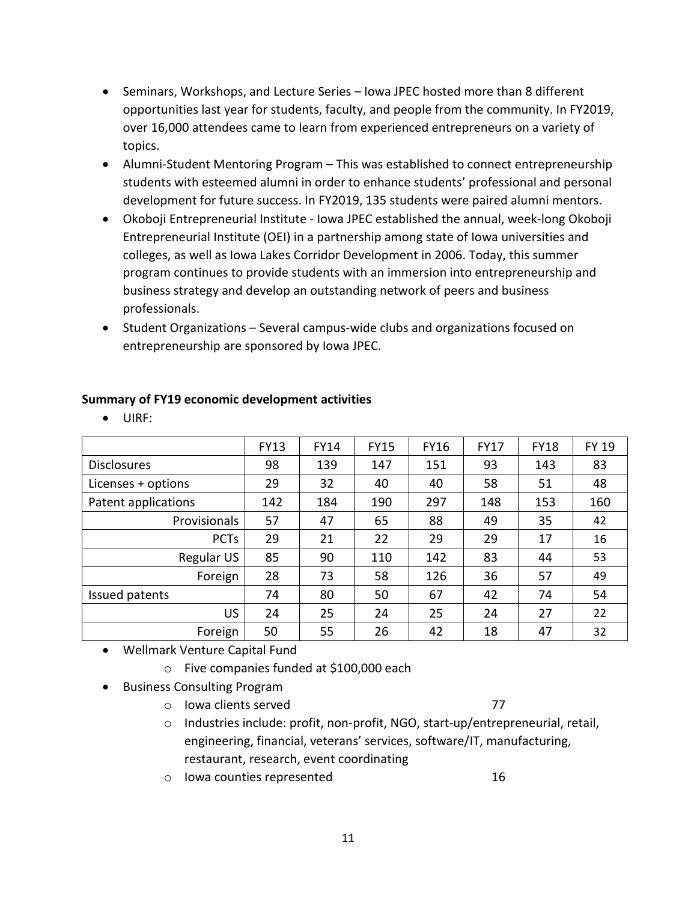- Seminars, Workshops, and Lecture Series – Iowa JPEC hosted more than 8 different opportunities last year for students, faculty, and people from the community. In FY2019, over 16,000 attendees came to learn from experienced entrepreneurs on a variety of topics.
- Alumni-Student Mentoring Program – This was established to connect entrepreneurship students with esteemed alumni in order to enhance students' professional and personal development for future success. In FY2019, 135 students were paired alumni mentors.
- Okoboji Entrepreneurial Institute - Iowa JPEC established the annual, week-long Okoboji Entrepreneurial Institute (OEI) in a partnership among state of Iowa universities and colleges, as well as Iowa Lakes Corridor Development in 2006. Today, this summer program continues to provide students with an immersion into entrepreneurship and business strategy and develop an outstanding network of peers and business professionals.
- Student Organizations – Several campus-wide clubs and organizations focused on entrepreneurship are sponsored by Iowa JPEC.

**Summary of FY19 economic development activities**

- UIRF:

| | FY13 | FY14 | FY15 | FY16 | FY17 | FY18 | FY 19 |
|---|---|---|---|---|---|---|---|
| Disclosures | 98 | 139 | 147 | 151 | 93 | 143 | 83 |
| Licenses + options | 29 | 32 | 40 | 40 | 58 | 51 | 48 |
| Patent applications | 142 | 184 | 190 | 297 | 148 | 153 | 160 |
| Provisionals | 57 | 47 | 65 | 88 | 49 | 35 | 42 |
| PCTs | 29 | 21 | 22 | 29 | 29 | 17 | 16 |
| Regular US | 85 | 90 | 110 | 142 | 83 | 44 | 53 |
| Foreign | 28 | 73 | 58 | 126 | 36 | 57 | 49 |
| Issued patents | 74 | 80 | 50 | 67 | 42 | 74 | 54 |
| US | 24 | 25 | 24 | 25 | 24 | 27 | 22 |
| Foreign | 50 | 55 | 26 | 42 | 18 | 47 | 32 |

- Wellmark Venture Capital Fund
  - Five companies funded at $100,000 each
- Business Consulting Program
  - Iowa clients served 77
  - Industries include: profit, non-profit, NGO, start-up/entrepreneurial, retail, engineering, financial, veterans' services, software/IT, manufacturing, restaurant, research, event coordinating
  - Iowa counties represented 16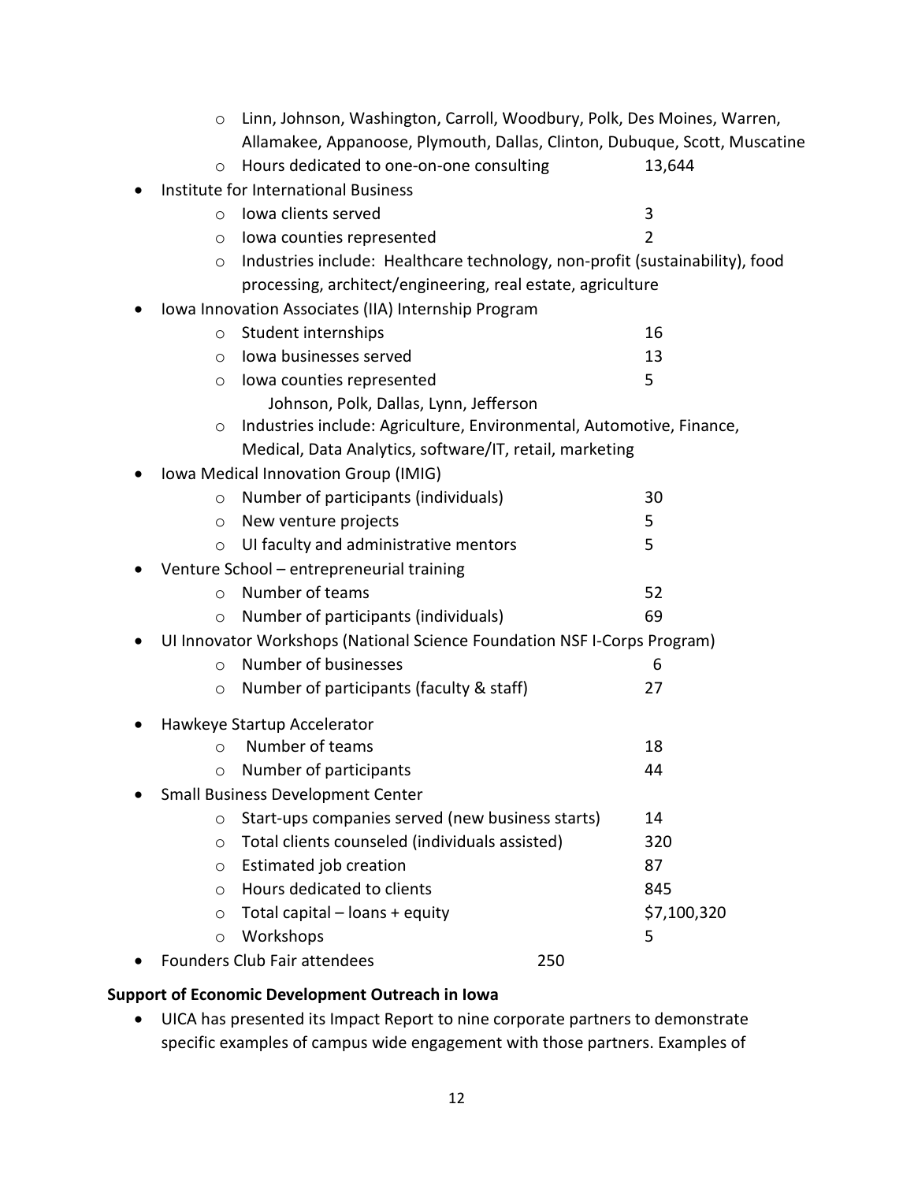- Linn, Johnson, Washington, Carroll, Woodbury, Polk, Des Moines, Warren, Allamakee, Appanoose, Plymouth, Dallas, Clinton, Dubuque, Scott, Muscatine
  - Hours dedicated to one-on-one consulting 13,644
- Institute for International Business
  - Iowa clients served 3
  - Iowa counties represented 2
  - Industries include: Healthcare technology, non-profit (sustainability), food processing, architect/engineering, real estate, agriculture
- Iowa Innovation Associates (IIA) Internship Program
  - Student internships 16
  - Iowa businesses served 13
  - Iowa counties represented 5
    Johnson, Polk, Dallas, Lynn, Jefferson
  - Industries include: Agriculture, Environmental, Automotive, Finance, Medical, Data Analytics, software/IT, retail, marketing
- Iowa Medical Innovation Group (IMIG)
  - Number of participants (individuals) 30
  - New venture projects 5
  - UI faculty and administrative mentors 5
- Venture School – entrepreneurial training
  - Number of teams 52
  - Number of participants (individuals) 69
- UI Innovator Workshops (National Science Foundation NSF I-Corps Program)
  - Number of businesses 6
  - Number of participants (faculty & staff) 27
- Hawkeye Startup Accelerator
  - Number of teams 18
  - Number of participants 44
- Small Business Development Center
  - Start-ups companies served (new business starts) 14
  - Total clients counseled (individuals assisted) 320
  - Estimated job creation 87
  - Hours dedicated to clients 845
  - Total capital – loans + equity $7,100,320
  - Workshops 5
- Founders Club Fair attendees 250

**Support of Economic Development Outreach in Iowa**

- UICA has presented its Impact Report to nine corporate partners to demonstrate specific examples of campus wide engagement with those partners. Examples of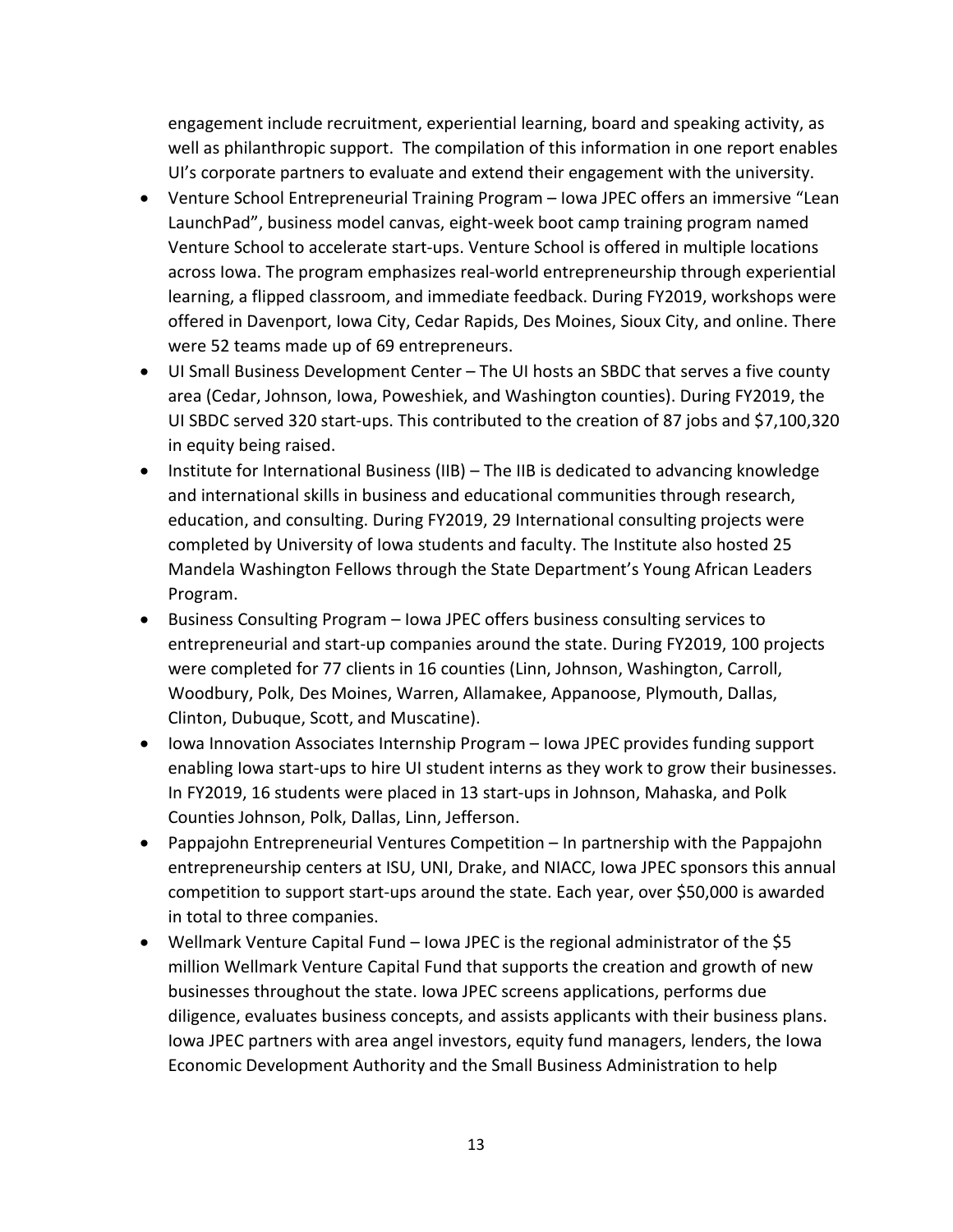engagement include recruitment, experiential learning, board and speaking activity, as well as philanthropic support. The compilation of this information in one report enables UI's corporate partners to evaluate and extend their engagement with the university.

- Venture School Entrepreneurial Training Program – Iowa JPEC offers an immersive "Lean LaunchPad", business model canvas, eight-week boot camp training program named Venture School to accelerate start-ups. Venture School is offered in multiple locations across Iowa. The program emphasizes real-world entrepreneurship through experiential learning, a flipped classroom, and immediate feedback. During FY2019, workshops were offered in Davenport, Iowa City, Cedar Rapids, Des Moines, Sioux City, and online. There were 52 teams made up of 69 entrepreneurs.
- UI Small Business Development Center – The UI hosts an SBDC that serves a five county area (Cedar, Johnson, Iowa, Poweshiek, and Washington counties). During FY2019, the UI SBDC served 320 start-ups. This contributed to the creation of 87 jobs and $7,100,320 in equity being raised.
- Institute for International Business (IIB) – The IIB is dedicated to advancing knowledge and international skills in business and educational communities through research, education, and consulting. During FY2019, 29 International consulting projects were completed by University of Iowa students and faculty. The Institute also hosted 25 Mandela Washington Fellows through the State Department's Young African Leaders Program.
- Business Consulting Program – Iowa JPEC offers business consulting services to entrepreneurial and start-up companies around the state. During FY2019, 100 projects were completed for 77 clients in 16 counties (Linn, Johnson, Washington, Carroll, Woodbury, Polk, Des Moines, Warren, Allamakee, Appanoose, Plymouth, Dallas, Clinton, Dubuque, Scott, and Muscatine).
- Iowa Innovation Associates Internship Program – Iowa JPEC provides funding support enabling Iowa start-ups to hire UI student interns as they work to grow their businesses. In FY2019, 16 students were placed in 13 start-ups in Johnson, Mahaska, and Polk Counties Johnson, Polk, Dallas, Linn, Jefferson.
- Pappajohn Entrepreneurial Ventures Competition – In partnership with the Pappajohn entrepreneurship centers at ISU, UNI, Drake, and NIACC, Iowa JPEC sponsors this annual competition to support start-ups around the state. Each year, over $50,000 is awarded in total to three companies.
- Wellmark Venture Capital Fund – Iowa JPEC is the regional administrator of the $5 million Wellmark Venture Capital Fund that supports the creation and growth of new businesses throughout the state. Iowa JPEC screens applications, performs due diligence, evaluates business concepts, and assists applicants with their business plans. Iowa JPEC partners with area angel investors, equity fund managers, lenders, the Iowa Economic Development Authority and the Small Business Administration to help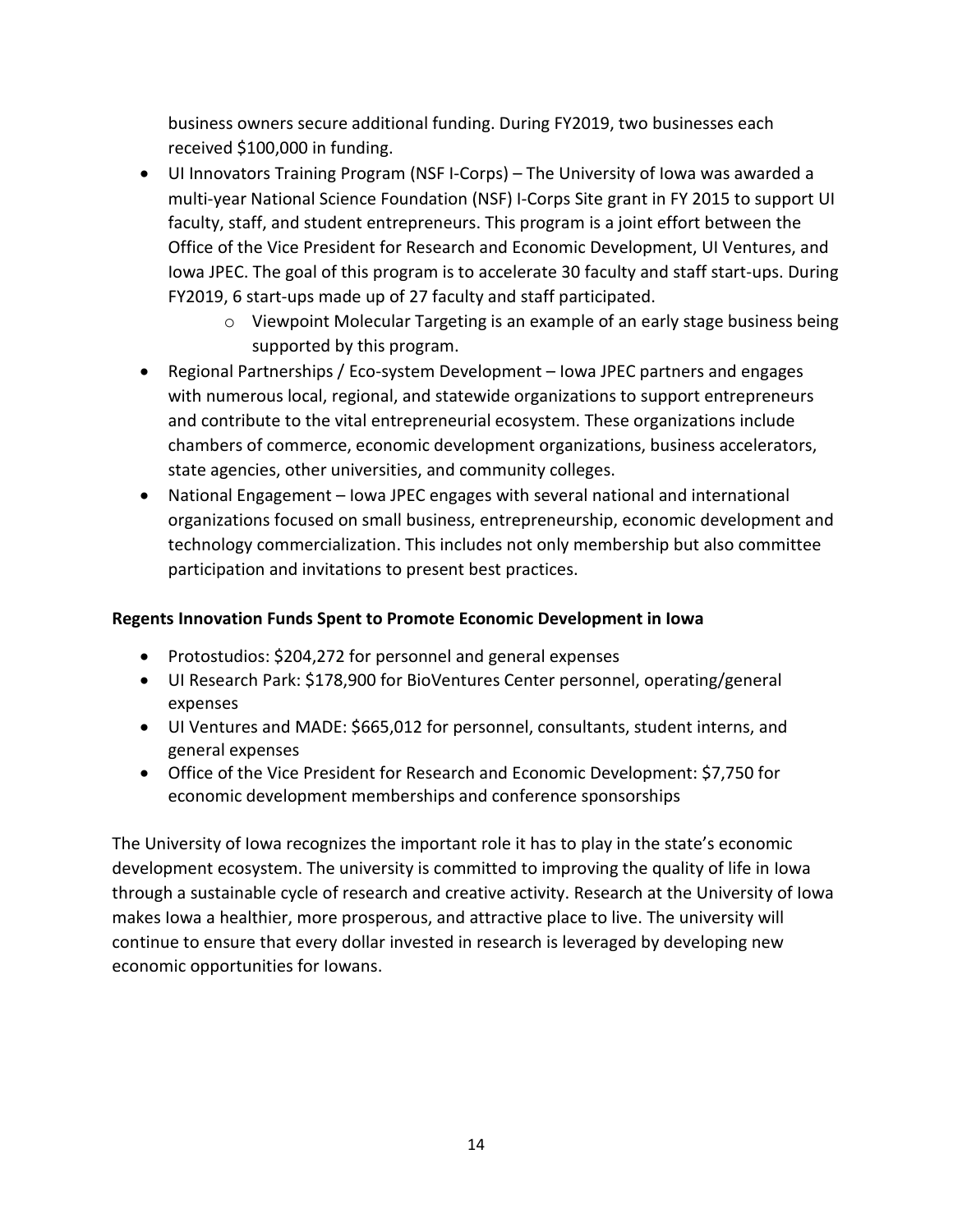business owners secure additional funding. During FY2019, two businesses each received $100,000 in funding.

- UI Innovators Training Program (NSF I-Corps) – The University of Iowa was awarded a multi-year National Science Foundation (NSF) I-Corps Site grant in FY 2015 to support UI faculty, staff, and student entrepreneurs. This program is a joint effort between the Office of the Vice President for Research and Economic Development, UI Ventures, and Iowa JPEC. The goal of this program is to accelerate 30 faculty and staff start-ups. During FY2019, 6 start-ups made up of 27 faculty and staff participated.
  - Viewpoint Molecular Targeting is an example of an early stage business being supported by this program.
- Regional Partnerships / Eco-system Development – Iowa JPEC partners and engages with numerous local, regional, and statewide organizations to support entrepreneurs and contribute to the vital entrepreneurial ecosystem. These organizations include chambers of commerce, economic development organizations, business accelerators, state agencies, other universities, and community colleges.
- National Engagement – Iowa JPEC engages with several national and international organizations focused on small business, entrepreneurship, economic development and technology commercialization. This includes not only membership but also committee participation and invitations to present best practices.

**Regents Innovation Funds Spent to Promote Economic Development in Iowa**

- Protostudios: $204,272 for personnel and general expenses
- UI Research Park: $178,900 for BioVentures Center personnel, operating/general expenses
- UI Ventures and MADE: $665,012 for personnel, consultants, student interns, and general expenses
- Office of the Vice President for Research and Economic Development: $7,750 for economic development memberships and conference sponsorships

The University of Iowa recognizes the important role it has to play in the state's economic development ecosystem. The university is committed to improving the quality of life in Iowa through a sustainable cycle of research and creative activity. Research at the University of Iowa makes Iowa a healthier, more prosperous, and attractive place to live. The university will continue to ensure that every dollar invested in research is leveraged by developing new economic opportunities for Iowans.